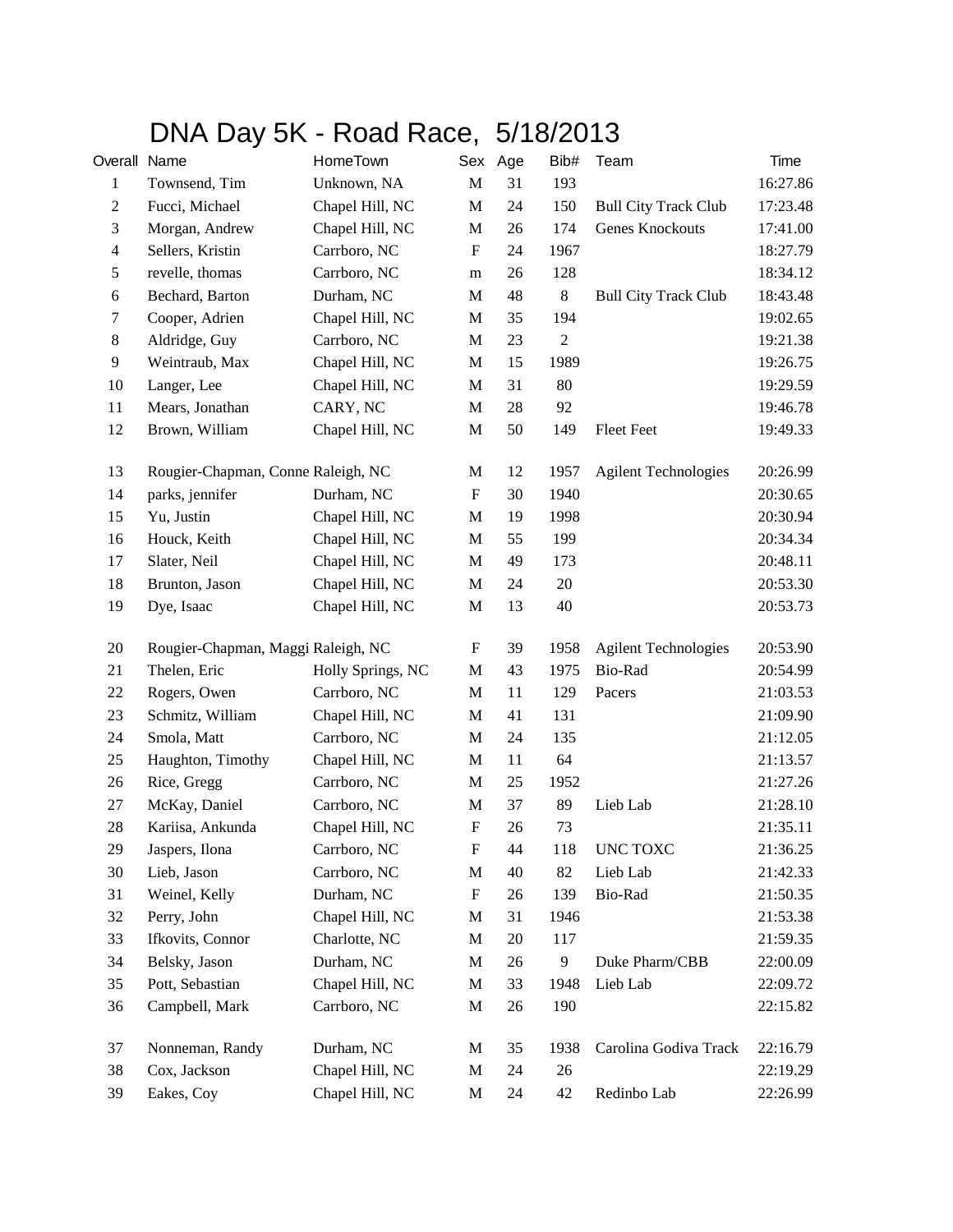# DNA Day 5K - Road Race, 5/18/2013

| Overall | Name | HomeTown | Sex | Age | Bib# | Team | Time |
|---|---|---|---|---|---|---|---|
| 1 | Townsend, Tim | Unknown, NA | M | 31 | 193 | | 16:27.86 |
| 2 | Fucci, Michael | Chapel Hill, NC | M | 24 | 150 | Bull City Track Club | 17:23.48 |
| 3 | Morgan, Andrew | Chapel Hill, NC | M | 26 | 174 | Genes Knockouts | 17:41.00 |
| 4 | Sellers, Kristin | Carrboro, NC | F | 24 | 1967 | | 18:27.79 |
| 5 | revelle, thomas | Carrboro, NC | m | 26 | 128 | | 18:34.12 |
| 6 | Bechard, Barton | Durham, NC | M | 48 | 8 | Bull City Track Club | 18:43.48 |
| 7 | Cooper, Adrien | Chapel Hill, NC | M | 35 | 194 | | 19:02.65 |
| 8 | Aldridge, Guy | Carrboro, NC | M | 23 | 2 | | 19:21.38 |
| 9 | Weintraub, Max | Chapel Hill, NC | M | 15 | 1989 | | 19:26.75 |
| 10 | Langer, Lee | Chapel Hill, NC | M | 31 | 80 | | 19:29.59 |
| 11 | Mears, Jonathan | CARY, NC | M | 28 | 92 | | 19:46.78 |
| 12 | Brown, William | Chapel Hill, NC | M | 50 | 149 | Fleet Feet | 19:49.33 |
| 13 | Rougier-Chapman, Conne | Raleigh, NC | M | 12 | 1957 | Agilent Technologies | 20:26.99 |
| 14 | parks, jennifer | Durham, NC | F | 30 | 1940 | | 20:30.65 |
| 15 | Yu, Justin | Chapel Hill, NC | M | 19 | 1998 | | 20:30.94 |
| 16 | Houck, Keith | Chapel Hill, NC | M | 55 | 199 | | 20:34.34 |
| 17 | Slater, Neil | Chapel Hill, NC | M | 49 | 173 | | 20:48.11 |
| 18 | Brunton, Jason | Chapel Hill, NC | M | 24 | 20 | | 20:53.30 |
| 19 | Dye, Isaac | Chapel Hill, NC | M | 13 | 40 | | 20:53.73 |
| 20 | Rougier-Chapman, Maggi | Raleigh, NC | F | 39 | 1958 | Agilent Technologies | 20:53.90 |
| 21 | Thelen, Eric | Holly Springs, NC | M | 43 | 1975 | Bio-Rad | 20:54.99 |
| 22 | Rogers, Owen | Carrboro, NC | M | 11 | 129 | Pacers | 21:03.53 |
| 23 | Schmitz, William | Chapel Hill, NC | M | 41 | 131 | | 21:09.90 |
| 24 | Smola, Matt | Carrboro, NC | M | 24 | 135 | | 21:12.05 |
| 25 | Haughton, Timothy | Chapel Hill, NC | M | 11 | 64 | | 21:13.57 |
| 26 | Rice, Gregg | Carrboro, NC | M | 25 | 1952 | | 21:27.26 |
| 27 | McKay, Daniel | Carrboro, NC | M | 37 | 89 | Lieb Lab | 21:28.10 |
| 28 | Kariisa, Ankunda | Chapel Hill, NC | F | 26 | 73 | | 21:35.11 |
| 29 | Jaspers, Ilona | Carrboro, NC | F | 44 | 118 | UNC TOXC | 21:36.25 |
| 30 | Lieb, Jason | Carrboro, NC | M | 40 | 82 | Lieb Lab | 21:42.33 |
| 31 | Weinel, Kelly | Durham, NC | F | 26 | 139 | Bio-Rad | 21:50.35 |
| 32 | Perry, John | Chapel Hill, NC | M | 31 | 1946 | | 21:53.38 |
| 33 | Ifkovits, Connor | Charlotte, NC | M | 20 | 117 | | 21:59.35 |
| 34 | Belsky, Jason | Durham, NC | M | 26 | 9 | Duke Pharm/CBB | 22:00.09 |
| 35 | Pott, Sebastian | Chapel Hill, NC | M | 33 | 1948 | Lieb Lab | 22:09.72 |
| 36 | Campbell, Mark | Carrboro, NC | M | 26 | 190 | | 22:15.82 |
| 37 | Nonneman, Randy | Durham, NC | M | 35 | 1938 | Carolina Godiva Track | 22:16.79 |
| 38 | Cox, Jackson | Chapel Hill, NC | M | 24 | 26 | | 22:19.29 |
| 39 | Eakes, Coy | Chapel Hill, NC | M | 24 | 42 | Redinbo Lab | 22:26.99 |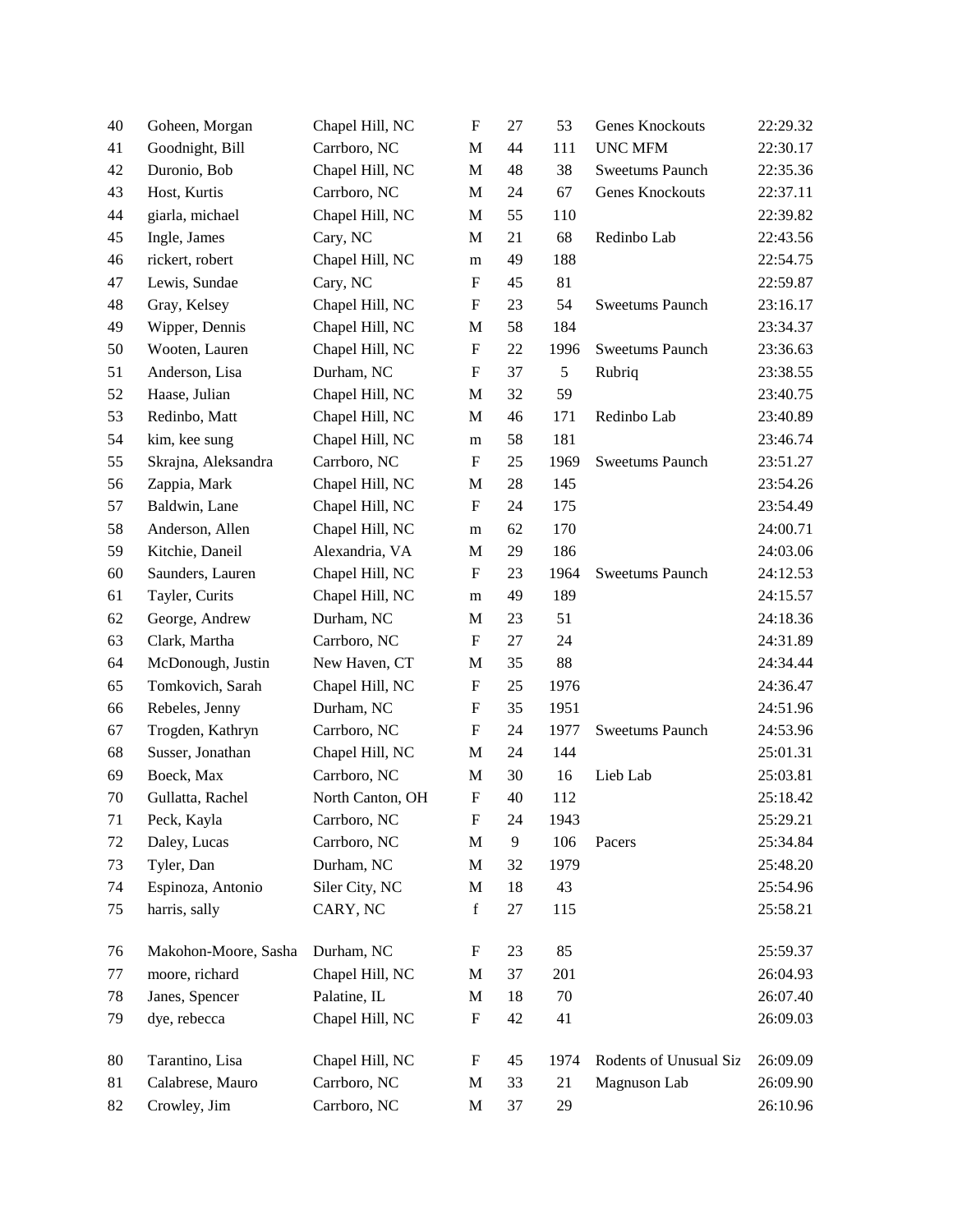| | | | | | | | |
|---|---|---|---|---|---|---|---|
| 40 | Goheen, Morgan | Chapel Hill, NC | F | 27 | 53 | Genes Knockouts | 22:29.32 |
| 41 | Goodnight, Bill | Carrboro, NC | M | 44 | 111 | UNC MFM | 22:30.17 |
| 42 | Duronio, Bob | Chapel Hill, NC | M | 48 | 38 | Sweetums Paunch | 22:35.36 |
| 43 | Host, Kurtis | Carrboro, NC | M | 24 | 67 | Genes Knockouts | 22:37.11 |
| 44 | giarla, michael | Chapel Hill, NC | M | 55 | 110 | | 22:39.82 |
| 45 | Ingle, James | Cary, NC | M | 21 | 68 | Redinbo Lab | 22:43.56 |
| 46 | rickert, robert | Chapel Hill, NC | m | 49 | 188 | | 22:54.75 |
| 47 | Lewis, Sundae | Cary, NC | F | 45 | 81 | | 22:59.87 |
| 48 | Gray, Kelsey | Chapel Hill, NC | F | 23 | 54 | Sweetums Paunch | 23:16.17 |
| 49 | Wipper, Dennis | Chapel Hill, NC | M | 58 | 184 | | 23:34.37 |
| 50 | Wooten, Lauren | Chapel Hill, NC | F | 22 | 1996 | Sweetums Paunch | 23:36.63 |
| 51 | Anderson, Lisa | Durham, NC | F | 37 | 5 | Rubriq | 23:38.55 |
| 52 | Haase, Julian | Chapel Hill, NC | M | 32 | 59 | | 23:40.75 |
| 53 | Redinbo, Matt | Chapel Hill, NC | M | 46 | 171 | Redinbo Lab | 23:40.89 |
| 54 | kim, kee sung | Chapel Hill, NC | m | 58 | 181 | | 23:46.74 |
| 55 | Skrajna, Aleksandra | Carrboro, NC | F | 25 | 1969 | Sweetums Paunch | 23:51.27 |
| 56 | Zappia, Mark | Chapel Hill, NC | M | 28 | 145 | | 23:54.26 |
| 57 | Baldwin, Lane | Chapel Hill, NC | F | 24 | 175 | | 23:54.49 |
| 58 | Anderson, Allen | Chapel Hill, NC | m | 62 | 170 | | 24:00.71 |
| 59 | Kitchie, Daneil | Alexandria, VA | M | 29 | 186 | | 24:03.06 |
| 60 | Saunders, Lauren | Chapel Hill, NC | F | 23 | 1964 | Sweetums Paunch | 24:12.53 |
| 61 | Tayler, Curits | Chapel Hill, NC | m | 49 | 189 | | 24:15.57 |
| 62 | George, Andrew | Durham, NC | M | 23 | 51 | | 24:18.36 |
| 63 | Clark, Martha | Carrboro, NC | F | 27 | 24 | | 24:31.89 |
| 64 | McDonough, Justin | New Haven, CT | M | 35 | 88 | | 24:34.44 |
| 65 | Tomkovich, Sarah | Chapel Hill, NC | F | 25 | 1976 | | 24:36.47 |
| 66 | Rebeles, Jenny | Durham, NC | F | 35 | 1951 | | 24:51.96 |
| 67 | Trogden, Kathryn | Carrboro, NC | F | 24 | 1977 | Sweetums Paunch | 24:53.96 |
| 68 | Susser, Jonathan | Chapel Hill, NC | M | 24 | 144 | | 25:01.31 |
| 69 | Boeck, Max | Carrboro, NC | M | 30 | 16 | Lieb Lab | 25:03.81 |
| 70 | Gullatta, Rachel | North Canton, OH | F | 40 | 112 | | 25:18.42 |
| 71 | Peck, Kayla | Carrboro, NC | F | 24 | 1943 | | 25:29.21 |
| 72 | Daley, Lucas | Carrboro, NC | M | 9 | 106 | Pacers | 25:34.84 |
| 73 | Tyler, Dan | Durham, NC | M | 32 | 1979 | | 25:48.20 |
| 74 | Espinoza, Antonio | Siler City, NC | M | 18 | 43 | | 25:54.96 |
| 75 | harris, sally | CARY, NC | f | 27 | 115 | | 25:58.21 |
| 76 | Makohon-Moore, Sasha | Durham, NC | F | 23 | 85 | | 25:59.37 |
| 77 | moore, richard | Chapel Hill, NC | M | 37 | 201 | | 26:04.93 |
| 78 | Janes, Spencer | Palatine, IL | M | 18 | 70 | | 26:07.40 |
| 79 | dye, rebecca | Chapel Hill, NC | F | 42 | 41 | | 26:09.03 |
| 80 | Tarantino, Lisa | Chapel Hill, NC | F | 45 | 1974 | Rodents of Unusual Siz | 26:09.09 |
| 81 | Calabrese, Mauro | Carrboro, NC | M | 33 | 21 | Magnuson Lab | 26:09.90 |
| 82 | Crowley, Jim | Carrboro, NC | M | 37 | 29 | | 26:10.96 |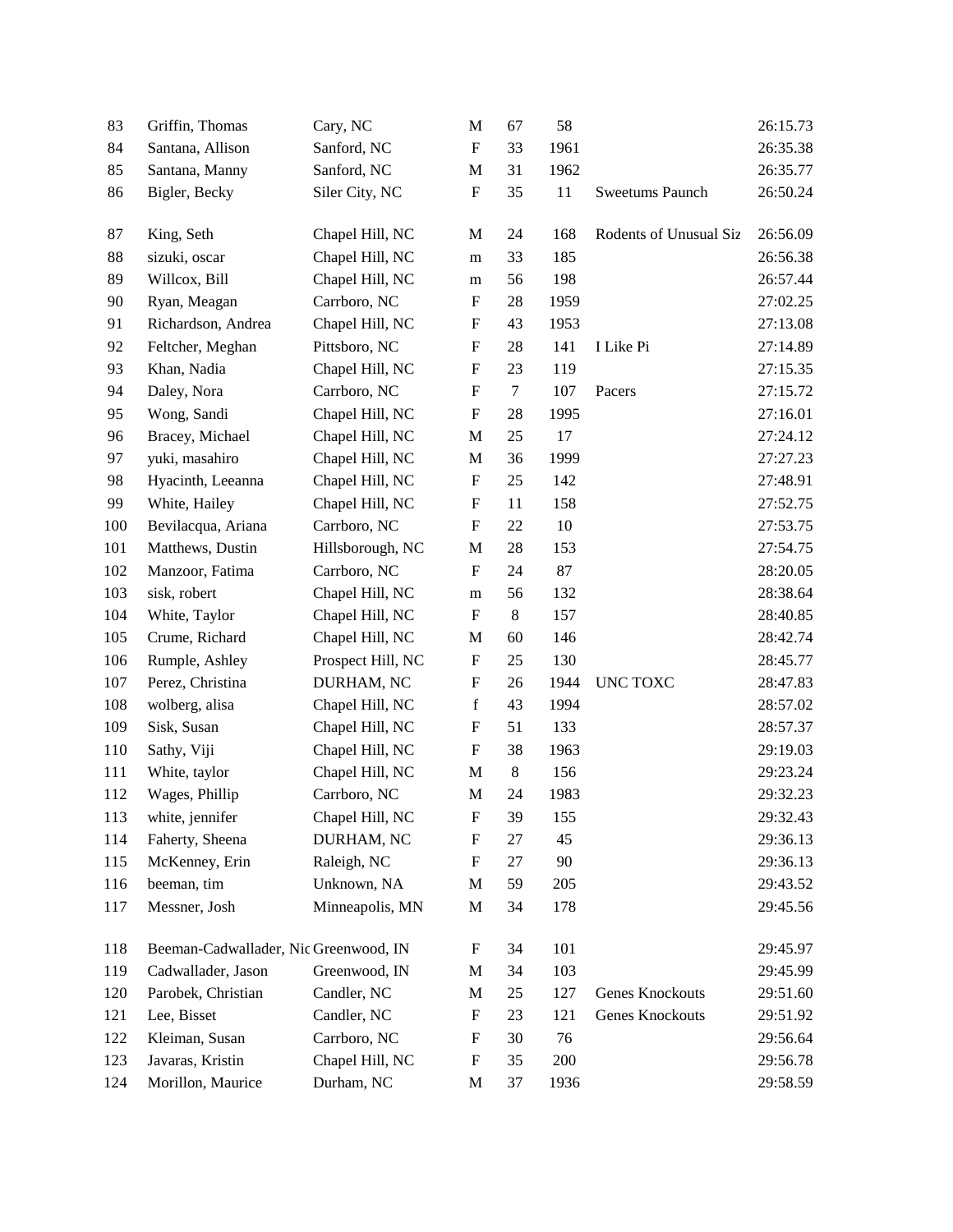| | | | | | | | |
|---|---|---|---|---|---|---|---|
| 83 | Griffin, Thomas | Cary, NC | M | 67 | 58 | | 26:15.73 |
| 84 | Santana, Allison | Sanford, NC | F | 33 | 1961 | | 26:35.38 |
| 85 | Santana, Manny | Sanford, NC | M | 31 | 1962 | | 26:35.77 |
| 86 | Bigler, Becky | Siler City, NC | F | 35 | 11 | Sweetums Paunch | 26:50.24 |
| 87 | King, Seth | Chapel Hill, NC | M | 24 | 168 | Rodents of Unusual Siz | 26:56.09 |
| 88 | sizuki, oscar | Chapel Hill, NC | m | 33 | 185 | | 26:56.38 |
| 89 | Willcox, Bill | Chapel Hill, NC | m | 56 | 198 | | 26:57.44 |
| 90 | Ryan, Meagan | Carrboro, NC | F | 28 | 1959 | | 27:02.25 |
| 91 | Richardson, Andrea | Chapel Hill, NC | F | 43 | 1953 | | 27:13.08 |
| 92 | Feltcher, Meghan | Pittsboro, NC | F | 28 | 141 | I Like Pi | 27:14.89 |
| 93 | Khan, Nadia | Chapel Hill, NC | F | 23 | 119 | | 27:15.35 |
| 94 | Daley, Nora | Carrboro, NC | F | 7 | 107 | Pacers | 27:15.72 |
| 95 | Wong, Sandi | Chapel Hill, NC | F | 28 | 1995 | | 27:16.01 |
| 96 | Bracey, Michael | Chapel Hill, NC | M | 25 | 17 | | 27:24.12 |
| 97 | yuki, masahiro | Chapel Hill, NC | M | 36 | 1999 | | 27:27.23 |
| 98 | Hyacinth, Leeanna | Chapel Hill, NC | F | 25 | 142 | | 27:48.91 |
| 99 | White, Hailey | Chapel Hill, NC | F | 11 | 158 | | 27:52.75 |
| 100 | Bevilacqua, Ariana | Carrboro, NC | F | 22 | 10 | | 27:53.75 |
| 101 | Matthews, Dustin | Hillsborough, NC | M | 28 | 153 | | 27:54.75 |
| 102 | Manzoor, Fatima | Carrboro, NC | F | 24 | 87 | | 28:20.05 |
| 103 | sisk, robert | Chapel Hill, NC | m | 56 | 132 | | 28:38.64 |
| 104 | White, Taylor | Chapel Hill, NC | F | 8 | 157 | | 28:40.85 |
| 105 | Crume, Richard | Chapel Hill, NC | M | 60 | 146 | | 28:42.74 |
| 106 | Rumple, Ashley | Prospect Hill, NC | F | 25 | 130 | | 28:45.77 |
| 107 | Perez, Christina | DURHAM, NC | F | 26 | 1944 | UNC TOXC | 28:47.83 |
| 108 | wolberg, alisa | Chapel Hill, NC | f | 43 | 1994 | | 28:57.02 |
| 109 | Sisk, Susan | Chapel Hill, NC | F | 51 | 133 | | 28:57.37 |
| 110 | Sathy, Viji | Chapel Hill, NC | F | 38 | 1963 | | 29:19.03 |
| 111 | White, taylor | Chapel Hill, NC | M | 8 | 156 | | 29:23.24 |
| 112 | Wages, Phillip | Carrboro, NC | M | 24 | 1983 | | 29:32.23 |
| 113 | white, jennifer | Chapel Hill, NC | F | 39 | 155 | | 29:32.43 |
| 114 | Faherty, Sheena | DURHAM, NC | F | 27 | 45 | | 29:36.13 |
| 115 | McKenney, Erin | Raleigh, NC | F | 27 | 90 | | 29:36.13 |
| 116 | beeman, tim | Unknown, NA | M | 59 | 205 | | 29:43.52 |
| 117 | Messner, Josh | Minneapolis, MN | M | 34 | 178 | | 29:45.56 |
| 118 | Beeman-Cadwallader, Nic | Greenwood, IN | F | 34 | 101 | | 29:45.97 |
| 119 | Cadwallader, Jason | Greenwood, IN | M | 34 | 103 | | 29:45.99 |
| 120 | Parobek, Christian | Candler, NC | M | 25 | 127 | Genes Knockouts | 29:51.60 |
| 121 | Lee, Bisset | Candler, NC | F | 23 | 121 | Genes Knockouts | 29:51.92 |
| 122 | Kleiman, Susan | Carrboro, NC | F | 30 | 76 | | 29:56.64 |
| 123 | Javaras, Kristin | Chapel Hill, NC | F | 35 | 200 | | 29:56.78 |
| 124 | Morillon, Maurice | Durham, NC | M | 37 | 1936 | | 29:58.59 |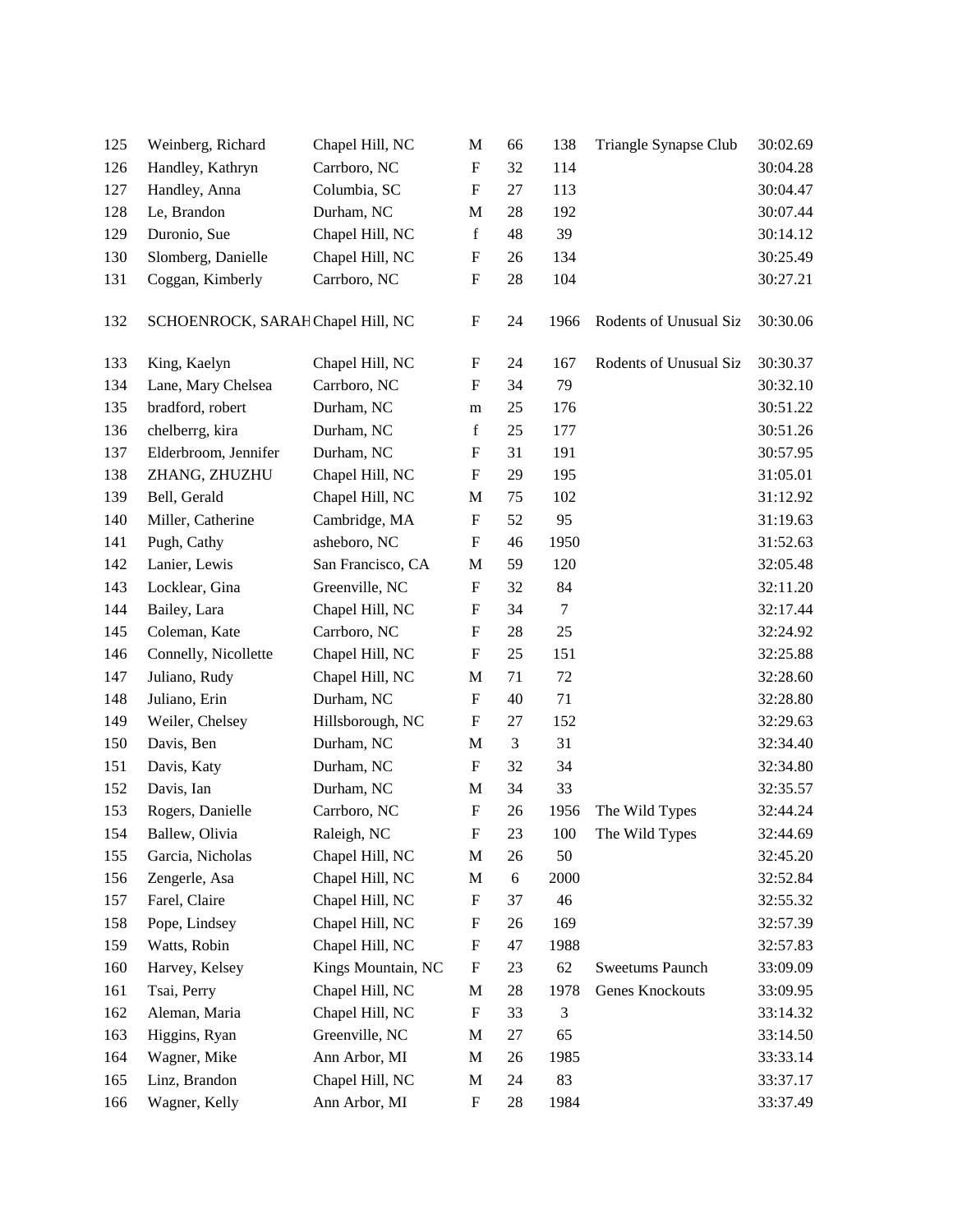| | | | | | | | |
|---|---|---|---|---|---|---|---|
| 125 | Weinberg, Richard | Chapel Hill, NC | M | 66 | 138 | Triangle Synapse Club | 30:02.69 |
| 126 | Handley, Kathryn | Carrboro, NC | F | 32 | 114 | | 30:04.28 |
| 127 | Handley, Anna | Columbia, SC | F | 27 | 113 | | 30:04.47 |
| 128 | Le, Brandon | Durham, NC | M | 28 | 192 | | 30:07.44 |
| 129 | Duronio, Sue | Chapel Hill, NC | f | 48 | 39 | | 30:14.12 |
| 130 | Slomberg, Danielle | Chapel Hill, NC | F | 26 | 134 | | 30:25.49 |
| 131 | Coggan, Kimberly | Carrboro, NC | F | 28 | 104 | | 30:27.21 |
| 132 | SCHOENROCK, SARAH | Chapel Hill, NC | F | 24 | 1966 | Rodents of Unusual Siz | 30:30.06 |
| 133 | King, Kaelyn | Chapel Hill, NC | F | 24 | 167 | Rodents of Unusual Siz | 30:30.37 |
| 134 | Lane, Mary Chelsea | Carrboro, NC | F | 34 | 79 | | 30:32.10 |
| 135 | bradford, robert | Durham, NC | m | 25 | 176 | | 30:51.22 |
| 136 | chelberrg, kira | Durham, NC | f | 25 | 177 | | 30:51.26 |
| 137 | Elderbroom, Jennifer | Durham, NC | F | 31 | 191 | | 30:57.95 |
| 138 | ZHANG, ZHUZHU | Chapel Hill, NC | F | 29 | 195 | | 31:05.01 |
| 139 | Bell, Gerald | Chapel Hill, NC | M | 75 | 102 | | 31:12.92 |
| 140 | Miller, Catherine | Cambridge, MA | F | 52 | 95 | | 31:19.63 |
| 141 | Pugh, Cathy | asheboro, NC | F | 46 | 1950 | | 31:52.63 |
| 142 | Lanier, Lewis | San Francisco, CA | M | 59 | 120 | | 32:05.48 |
| 143 | Locklear, Gina | Greenville, NC | F | 32 | 84 | | 32:11.20 |
| 144 | Bailey, Lara | Chapel Hill, NC | F | 34 | 7 | | 32:17.44 |
| 145 | Coleman, Kate | Carrboro, NC | F | 28 | 25 | | 32:24.92 |
| 146 | Connelly, Nicollette | Chapel Hill, NC | F | 25 | 151 | | 32:25.88 |
| 147 | Juliano, Rudy | Chapel Hill, NC | M | 71 | 72 | | 32:28.60 |
| 148 | Juliano, Erin | Durham, NC | F | 40 | 71 | | 32:28.80 |
| 149 | Weiler, Chelsey | Hillsborough, NC | F | 27 | 152 | | 32:29.63 |
| 150 | Davis, Ben | Durham, NC | M | 3 | 31 | | 32:34.40 |
| 151 | Davis, Katy | Durham, NC | F | 32 | 34 | | 32:34.80 |
| 152 | Davis, Ian | Durham, NC | M | 34 | 33 | | 32:35.57 |
| 153 | Rogers, Danielle | Carrboro, NC | F | 26 | 1956 | The Wild Types | 32:44.24 |
| 154 | Ballew, Olivia | Raleigh, NC | F | 23 | 100 | The Wild Types | 32:44.69 |
| 155 | Garcia, Nicholas | Chapel Hill, NC | M | 26 | 50 | | 32:45.20 |
| 156 | Zengerle, Asa | Chapel Hill, NC | M | 6 | 2000 | | 32:52.84 |
| 157 | Farel, Claire | Chapel Hill, NC | F | 37 | 46 | | 32:55.32 |
| 158 | Pope, Lindsey | Chapel Hill, NC | F | 26 | 169 | | 32:57.39 |
| 159 | Watts, Robin | Chapel Hill, NC | F | 47 | 1988 | | 32:57.83 |
| 160 | Harvey, Kelsey | Kings Mountain, NC | F | 23 | 62 | Sweetums Paunch | 33:09.09 |
| 161 | Tsai, Perry | Chapel Hill, NC | M | 28 | 1978 | Genes Knockouts | 33:09.95 |
| 162 | Aleman, Maria | Chapel Hill, NC | F | 33 | 3 | | 33:14.32 |
| 163 | Higgins, Ryan | Greenville, NC | M | 27 | 65 | | 33:14.50 |
| 164 | Wagner, Mike | Ann Arbor, MI | M | 26 | 1985 | | 33:33.14 |
| 165 | Linz, Brandon | Chapel Hill, NC | M | 24 | 83 | | 33:37.17 |
| 166 | Wagner, Kelly | Ann Arbor, MI | F | 28 | 1984 | | 33:37.49 |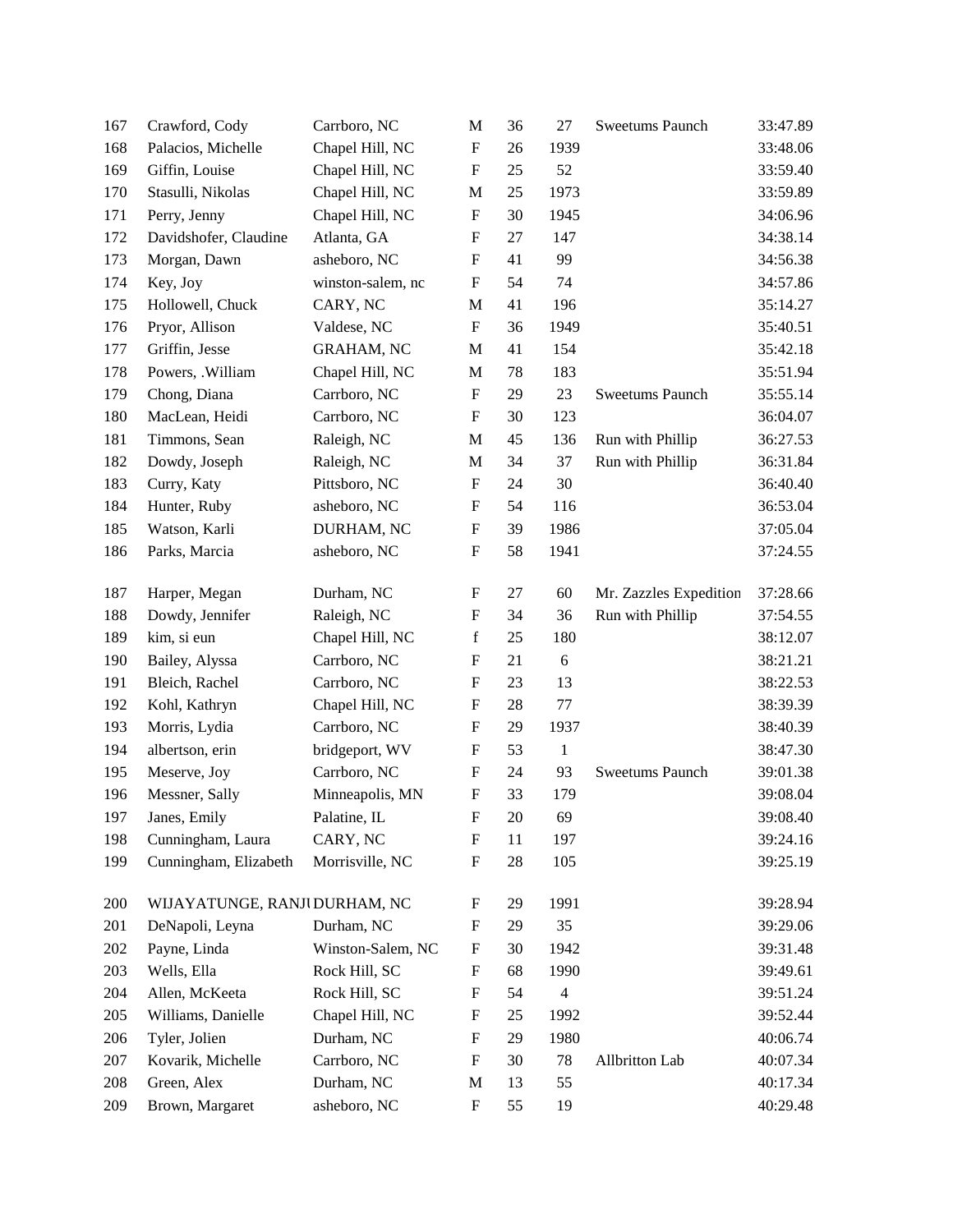| | | | | | | | |
|---|---|---|---|---|---|---|---|
| 167 | Crawford, Cody | Carrboro, NC | M | 36 | 27 | Sweetums Paunch | 33:47.89 |
| 168 | Palacios, Michelle | Chapel Hill, NC | F | 26 | 1939 | | 33:48.06 |
| 169 | Giffin, Louise | Chapel Hill, NC | F | 25 | 52 | | 33:59.40 |
| 170 | Stasulli, Nikolas | Chapel Hill, NC | M | 25 | 1973 | | 33:59.89 |
| 171 | Perry, Jenny | Chapel Hill, NC | F | 30 | 1945 | | 34:06.96 |
| 172 | Davidshofer, Claudine | Atlanta, GA | F | 27 | 147 | | 34:38.14 |
| 173 | Morgan, Dawn | asheboro, NC | F | 41 | 99 | | 34:56.38 |
| 174 | Key, Joy | winston-salem, nc | F | 54 | 74 | | 34:57.86 |
| 175 | Hollowell, Chuck | CARY, NC | M | 41 | 196 | | 35:14.27 |
| 176 | Pryor, Allison | Valdese, NC | F | 36 | 1949 | | 35:40.51 |
| 177 | Griffin, Jesse | GRAHAM, NC | M | 41 | 154 | | 35:42.18 |
| 178 | Powers, .William | Chapel Hill, NC | M | 78 | 183 | | 35:51.94 |
| 179 | Chong, Diana | Carrboro, NC | F | 29 | 23 | Sweetums Paunch | 35:55.14 |
| 180 | MacLean, Heidi | Carrboro, NC | F | 30 | 123 | | 36:04.07 |
| 181 | Timmons, Sean | Raleigh, NC | M | 45 | 136 | Run with Phillip | 36:27.53 |
| 182 | Dowdy, Joseph | Raleigh, NC | M | 34 | 37 | Run with Phillip | 36:31.84 |
| 183 | Curry, Katy | Pittsboro, NC | F | 24 | 30 | | 36:40.40 |
| 184 | Hunter, Ruby | asheboro, NC | F | 54 | 116 | | 36:53.04 |
| 185 | Watson, Karli | DURHAM, NC | F | 39 | 1986 | | 37:05.04 |
| 186 | Parks, Marcia | asheboro, NC | F | 58 | 1941 | | 37:24.55 |
| 187 | Harper, Megan | Durham, NC | F | 27 | 60 | Mr. Zazzles Expedition | 37:28.66 |
| 188 | Dowdy, Jennifer | Raleigh, NC | F | 34 | 36 | Run with Phillip | 37:54.55 |
| 189 | kim, si eun | Chapel Hill, NC | f | 25 | 180 | | 38:12.07 |
| 190 | Bailey, Alyssa | Carrboro, NC | F | 21 | 6 | | 38:21.21 |
| 191 | Bleich, Rachel | Carrboro, NC | F | 23 | 13 | | 38:22.53 |
| 192 | Kohl, Kathryn | Chapel Hill, NC | F | 28 | 77 | | 38:39.39 |
| 193 | Morris, Lydia | Carrboro, NC | F | 29 | 1937 | | 38:40.39 |
| 194 | albertson, erin | bridgeport, WV | F | 53 | 1 | | 38:47.30 |
| 195 | Meserve, Joy | Carrboro, NC | F | 24 | 93 | Sweetums Paunch | 39:01.38 |
| 196 | Messner, Sally | Minneapolis, MN | F | 33 | 179 | | 39:08.04 |
| 197 | Janes, Emily | Palatine, IL | F | 20 | 69 | | 39:08.40 |
| 198 | Cunningham, Laura | CARY, NC | F | 11 | 197 | | 39:24.16 |
| 199 | Cunningham, Elizabeth | Morrisville, NC | F | 28 | 105 | | 39:25.19 |
| 200 | WIJAYATUNGE, RANJI | DURHAM, NC | F | 29 | 1991 | | 39:28.94 |
| 201 | DeNapoli, Leyna | Durham, NC | F | 29 | 35 | | 39:29.06 |
| 202 | Payne, Linda | Winston-Salem, NC | F | 30 | 1942 | | 39:31.48 |
| 203 | Wells, Ella | Rock Hill, SC | F | 68 | 1990 | | 39:49.61 |
| 204 | Allen, McKeeta | Rock Hill, SC | F | 54 | 4 | | 39:51.24 |
| 205 | Williams, Danielle | Chapel Hill, NC | F | 25 | 1992 | | 39:52.44 |
| 206 | Tyler, Jolien | Durham, NC | F | 29 | 1980 | | 40:06.74 |
| 207 | Kovarik, Michelle | Carrboro, NC | F | 30 | 78 | Allbritton Lab | 40:07.34 |
| 208 | Green, Alex | Durham, NC | M | 13 | 55 | | 40:17.34 |
| 209 | Brown, Margaret | asheboro, NC | F | 55 | 19 | | 40:29.48 |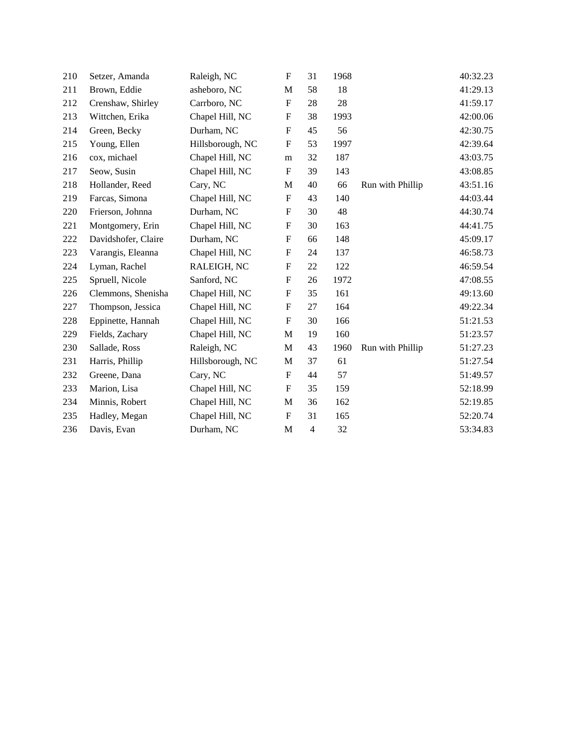| | | | | | | | |
|---|---|---|---|---|---|---|---|
| 210 | Setzer, Amanda | Raleigh, NC | F | 31 | 1968 | | 40:32.23 |
| 211 | Brown, Eddie | asheboro, NC | M | 58 | 18 | | 41:29.13 |
| 212 | Crenshaw, Shirley | Carrboro, NC | F | 28 | 28 | | 41:59.17 |
| 213 | Wittchen, Erika | Chapel Hill, NC | F | 38 | 1993 | | 42:00.06 |
| 214 | Green, Becky | Durham, NC | F | 45 | 56 | | 42:30.75 |
| 215 | Young, Ellen | Hillsborough, NC | F | 53 | 1997 | | 42:39.64 |
| 216 | cox, michael | Chapel Hill, NC | m | 32 | 187 | | 43:03.75 |
| 217 | Seow, Susin | Chapel Hill, NC | F | 39 | 143 | | 43:08.85 |
| 218 | Hollander, Reed | Cary, NC | M | 40 | 66 | Run with Phillip | 43:51.16 |
| 219 | Farcas, Simona | Chapel Hill, NC | F | 43 | 140 | | 44:03.44 |
| 220 | Frierson, Johnna | Durham, NC | F | 30 | 48 | | 44:30.74 |
| 221 | Montgomery, Erin | Chapel Hill, NC | F | 30 | 163 | | 44:41.75 |
| 222 | Davidshofer, Claire | Durham, NC | F | 66 | 148 | | 45:09.17 |
| 223 | Varangis, Eleanna | Chapel Hill, NC | F | 24 | 137 | | 46:58.73 |
| 224 | Lyman, Rachel | RALEIGH, NC | F | 22 | 122 | | 46:59.54 |
| 225 | Spruell, Nicole | Sanford, NC | F | 26 | 1972 | | 47:08.55 |
| 226 | Clemmons, Shenisha | Chapel Hill, NC | F | 35 | 161 | | 49:13.60 |
| 227 | Thompson, Jessica | Chapel Hill, NC | F | 27 | 164 | | 49:22.34 |
| 228 | Eppinette, Hannah | Chapel Hill, NC | F | 30 | 166 | | 51:21.53 |
| 229 | Fields, Zachary | Chapel Hill, NC | M | 19 | 160 | | 51:23.57 |
| 230 | Sallade, Ross | Raleigh, NC | M | 43 | 1960 | Run with Phillip | 51:27.23 |
| 231 | Harris, Phillip | Hillsborough, NC | M | 37 | 61 | | 51:27.54 |
| 232 | Greene, Dana | Cary, NC | F | 44 | 57 | | 51:49.57 |
| 233 | Marion, Lisa | Chapel Hill, NC | F | 35 | 159 | | 52:18.99 |
| 234 | Minnis, Robert | Chapel Hill, NC | M | 36 | 162 | | 52:19.85 |
| 235 | Hadley, Megan | Chapel Hill, NC | F | 31 | 165 | | 52:20.74 |
| 236 | Davis, Evan | Durham, NC | M | 4 | 32 | | 53:34.83 |